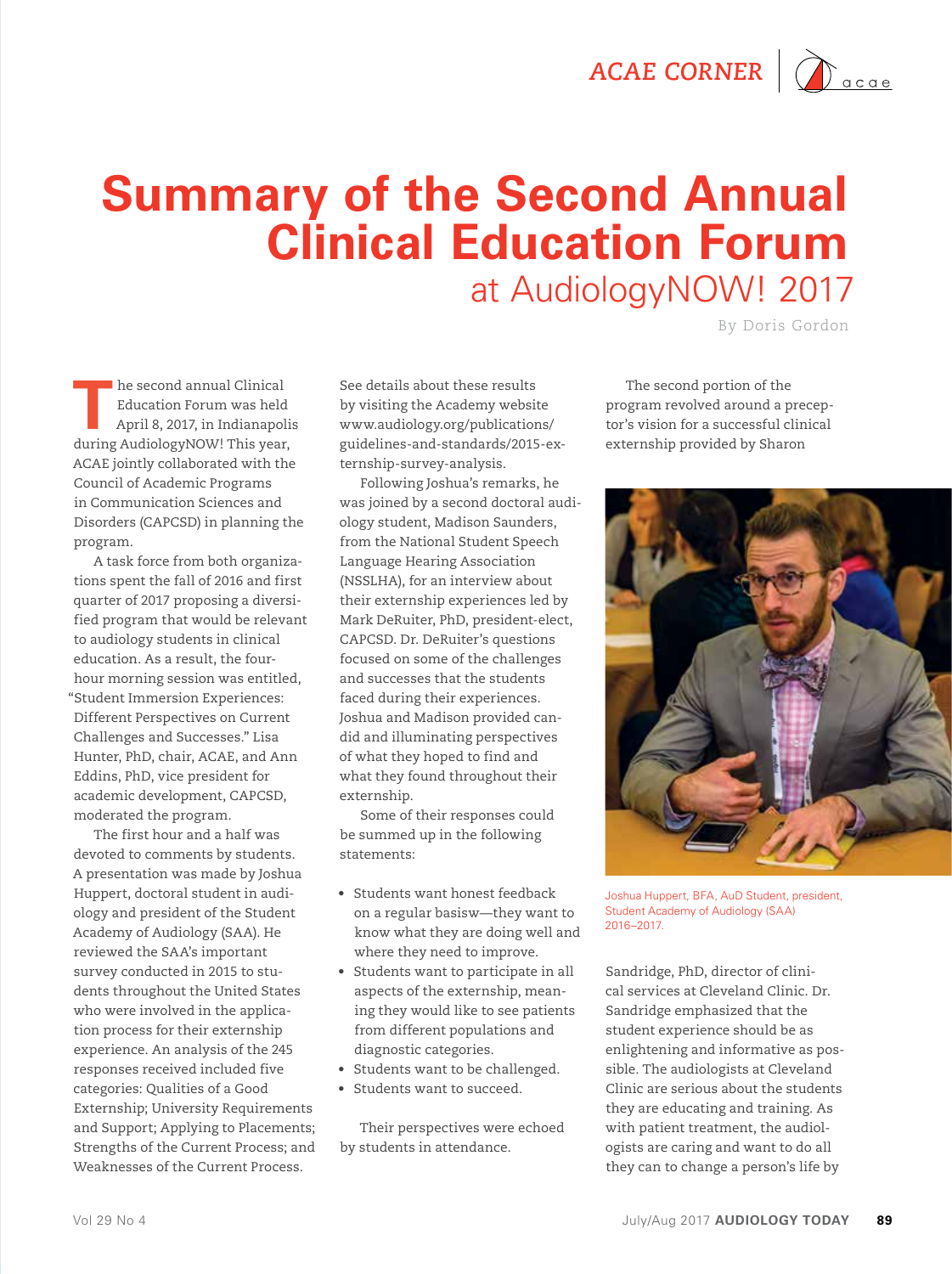# Summary of the Second Annual Clinical Education Forum

## at AudiologyNOW! 2017

By Doris Gordon

The second annual Clinical Education Forum was held April 8, 2017, in Indianapolis during AudiologyNOW! This year, ACAE jointly collaborated with the Council of Academic Programs in Communication Sciences and Disorders (CAPCSD) in planning the program.

A task force from both organizations spent the fall of 2016 and first quarter of 2017 proposing a diversified program that would be relevant to audiology students in clinical education. As a result, the four-hour morning session was entitled, "Student Immersion Experiences: Different Perspectives on Current Challenges and Successes." Lisa Hunter, PhD, chair, ACAE, and Ann Eddins, PhD, vice president for academic development, CAPCSD, moderated the program.

The first hour and a half was devoted to comments by students. A presentation was made by Joshua Huppert, doctoral student in audiology and president of the Student Academy of Audiology (SAA). He reviewed the SAA's important survey conducted in 2015 to students throughout the United States who were involved in the application process for their externship experience. An analysis of the 245 responses received included five categories: Qualities of a Good Externship; University Requirements and Support; Applying to Placements; Strengths of the Current Process; and Weaknesses of the Current Process. See details about these results by visiting the Academy website www.audiology.org/publications/guidelines-and-standards/2015-externship-survey-analysis.

Following Joshua's remarks, he was joined by a second doctoral audiology student, Madison Saunders, from the National Student Speech Language Hearing Association (NSSLHA), for an interview about their externship experiences led by Mark DeRuiter, PhD, president-elect, CAPCSD. Dr. DeRuiter's questions focused on some of the challenges and successes that the students faced during their experiences. Joshua and Madison provided candid and illuminating perspectives of what they hoped to find and what they found throughout their externship.

Some of their responses could be summed up in the following statements:

- Students want honest feedback on a regular basisw—they want to know what they are doing well and where they need to improve.
- Students want to participate in all aspects of the externship, meaning they would like to see patients from different populations and diagnostic categories.
- Students want to be challenged.
- Students want to succeed.

Their perspectives were echoed by students in attendance.

The second portion of the program revolved around a preceptor's vision for a successful clinical externship provided by Sharon Sandridge, PhD, director of clinical services at Cleveland Clinic. Dr. Sandridge emphasized that the student experience should be as enlightening and informative as possible. The audiologists at Cleveland Clinic are serious about the students they are educating and training. As with patient treatment, the audiologists are caring and want to do all they can to change a person's life by

Joshua Huppert, BFA, AuD Student, president, Student Academy of Audiology (SAA) 2016–2017.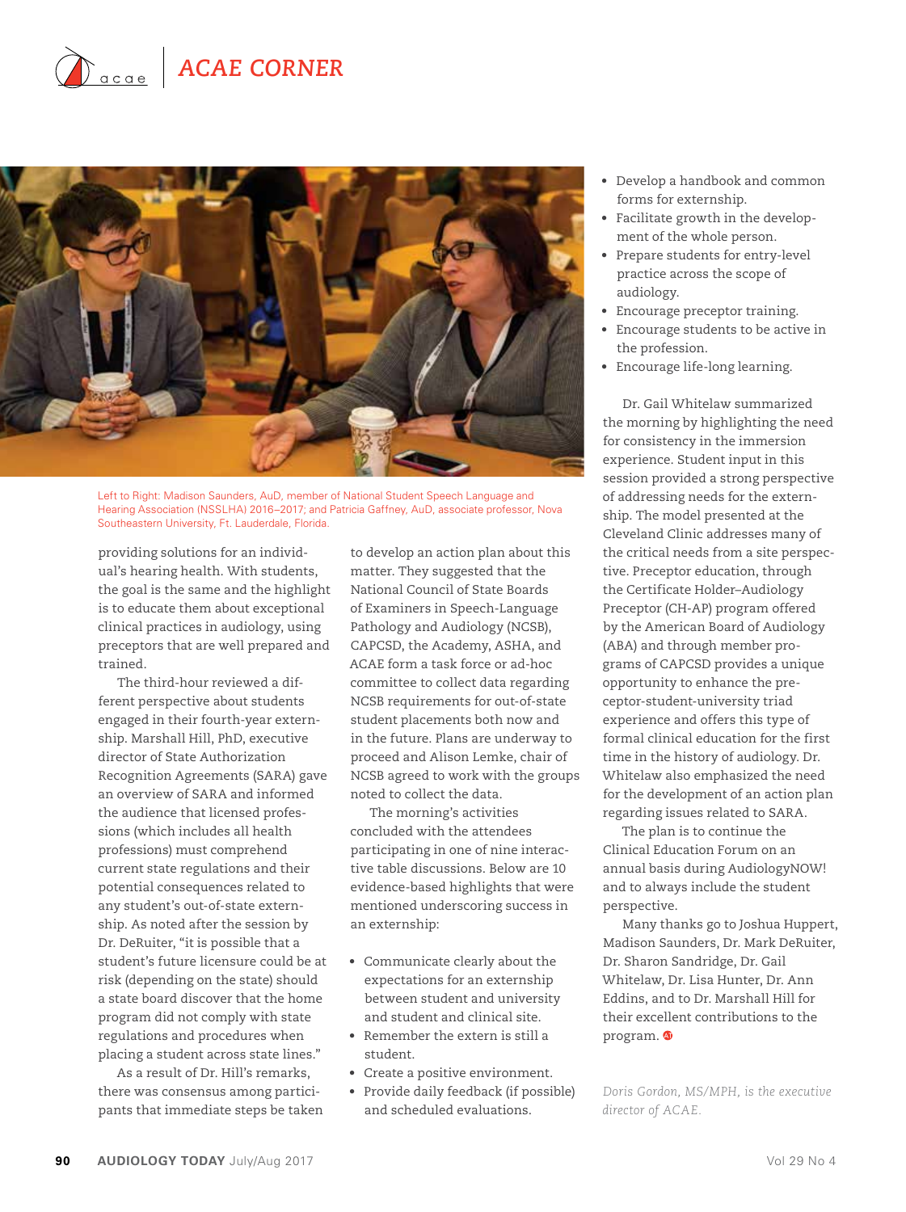# ACAE CORNER

Left to Right: Madison Saunders, AuD, member of National Student Speech Language and Hearing Association (NSSLHA) 2016–2017; and Patricia Gaffney, AuD, associate professor, Nova Southeastern University, Ft. Lauderdale, Florida.

providing solutions for an individual's hearing health. With students, the goal is the same and the highlight is to educate them about exceptional clinical practices in audiology, using preceptors that are well prepared and trained.

The third-hour reviewed a different perspective about students engaged in their fourth-year externship. Marshall Hill, PhD, executive director of State Authorization Recognition Agreements (SARA) gave an overview of SARA and informed the audience that licensed professions (which includes all health professions) must comprehend current state regulations and their potential consequences related to any student's out-of-state externship. As noted after the session by Dr. DeRuiter, "it is possible that a student's future licensure could be at risk (depending on the state) should a state board discover that the home program did not comply with state regulations and procedures when placing a student across state lines."

As a result of Dr. Hill's remarks, there was consensus among participants that immediate steps be taken to develop an action plan about this matter. They suggested that the National Council of State Boards of Examiners in Speech-Language Pathology and Audiology (NCSB), CAPCSD, the Academy, ASHA, and ACAE form a task force or ad-hoc committee to collect data regarding NCSB requirements for out-of-state student placements both now and in the future. Plans are underway to proceed and Alison Lemke, chair of NCSB agreed to work with the groups noted to collect the data.

The morning's activities concluded with the attendees participating in one of nine interactive table discussions. Below are 10 evidence-based highlights that were mentioned underscoring success in an externship:

- Communicate clearly about the expectations for an externship between student and university and student and clinical site.
- Remember the extern is still a student.
- Create a positive environment.
- Provide daily feedback (if possible) and scheduled evaluations.
- Develop a handbook and common forms for externship.
- Facilitate growth in the development of the whole person.
- Prepare students for entry-level practice across the scope of audiology.
- Encourage preceptor training.
- Encourage students to be active in the profession.
- Encourage life-long learning.

Dr. Gail Whitelaw summarized the morning by highlighting the need for consistency in the immersion experience. Student input in this session provided a strong perspective of addressing needs for the externship. The model presented at the Cleveland Clinic addresses many of the critical needs from a site perspective. Preceptor education, through the Certificate Holder–Audiology Preceptor (CH-AP) program offered by the American Board of Audiology (ABA) and through member programs of CAPCSD provides a unique opportunity to enhance the preceptor-student-university triad experience and offers this type of formal clinical education for the first time in the history of audiology. Dr. Whitelaw also emphasized the need for the development of an action plan regarding issues related to SARA.

The plan is to continue the Clinical Education Forum on an annual basis during AudiologyNOW! and to always include the student perspective.

Many thanks go to Joshua Huppert, Madison Saunders, Dr. Mark DeRuiter, Dr. Sharon Sandridge, Dr. Gail Whitelaw, Dr. Lisa Hunter, Dr. Ann Eddins, and to Dr. Marshall Hill for their excellent contributions to the program.

*Doris Gordon, MS/MPH, is the executive director of ACAE.*